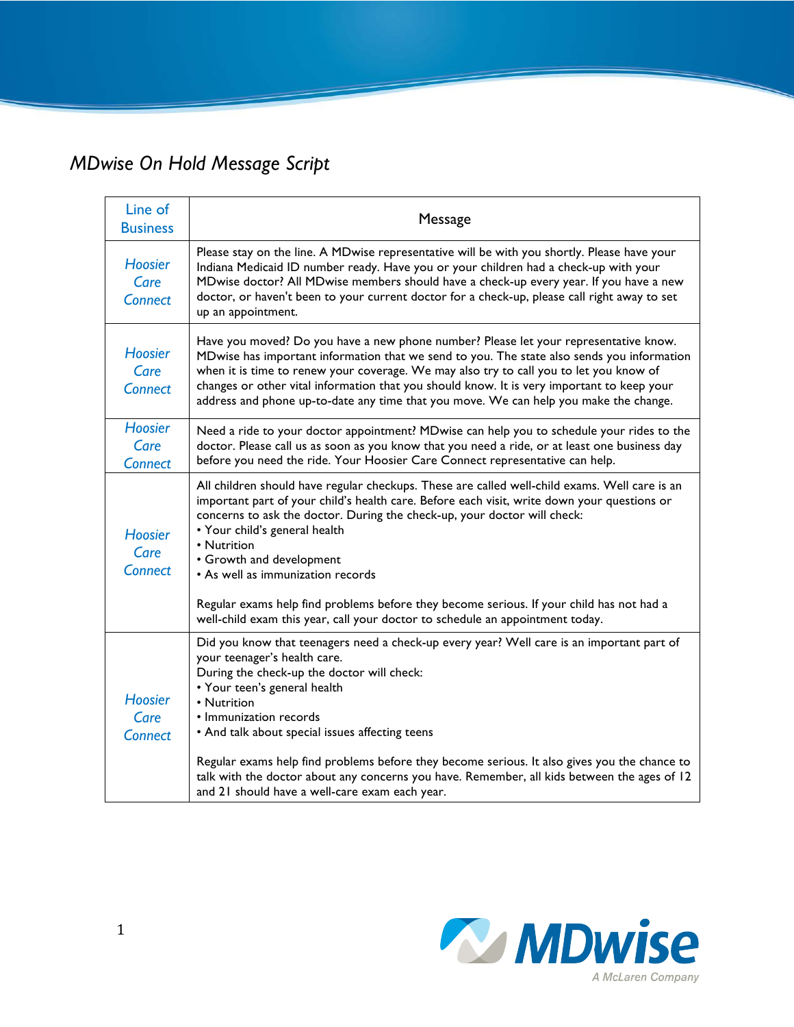# MDwise On Hold Message Script

| Line of Business | Message |
|---|---|
| Hoosier Care Connect | Please stay on the line. A MDwise representative will be with you shortly. Please have your Indiana Medicaid ID number ready. Have you or your children had a check-up with your MDwise doctor? All MDwise members should have a check-up every year. If you have a new doctor, or haven't been to your current doctor for a check-up, please call right away to set up an appointment. |
| Hoosier Care Connect | Have you moved? Do you have a new phone number? Please let your representative know. MDwise has important information that we send to you. The state also sends you information when it is time to renew your coverage. We may also try to call you to let you know of changes or other vital information that you should know. It is very important to keep your address and phone up-to-date any time that you move. We can help you make the change. |
| Hoosier Care Connect | Need a ride to your doctor appointment? MDwise can help you to schedule your rides to the doctor. Please call us as soon as you know that you need a ride, or at least one business day before you need the ride. Your Hoosier Care Connect representative can help. |
| Hoosier Care Connect | All children should have regular checkups. These are called well-child exams. Well care is an important part of your child's health care. Before each visit, write down your questions or concerns to ask the doctor. During the check-up, your doctor will check:<br>• Your child's general health<br>• Nutrition<br>• Growth and development<br>• As well as immunization records<br><br>Regular exams help find problems before they become serious. If your child has not had a well-child exam this year, call your doctor to schedule an appointment today. |
| Hoosier Care Connect | Did you know that teenagers need a check-up every year? Well care is an important part of your teenager's health care.<br>During the check-up the doctor will check:<br>• Your teen's general health<br>• Nutrition<br>• Immunization records<br>• And talk about special issues affecting teens<br><br>Regular exams help find problems before they become serious. It also gives you the chance to talk with the doctor about any concerns you have. Remember, all kids between the ages of 12 and 21 should have a well-care exam each year. |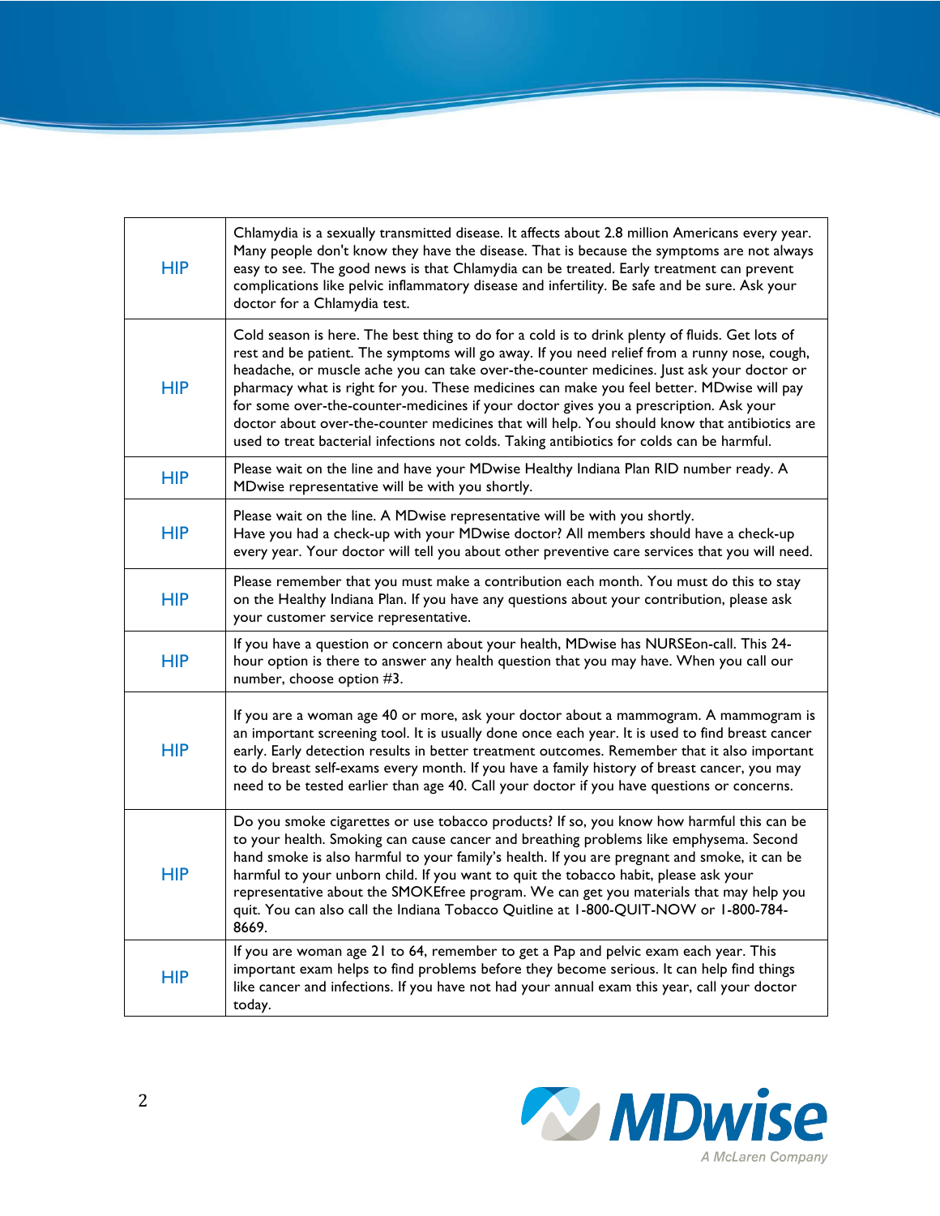| | |
|---|---|
| HIP | Chlamydia is a sexually transmitted disease. It affects about 2.8 million Americans every year. Many people don't know they have the disease. That is because the symptoms are not always easy to see. The good news is that Chlamydia can be treated. Early treatment can prevent complications like pelvic inflammatory disease and infertility. Be safe and be sure. Ask your doctor for a Chlamydia test. |
| HIP | Cold season is here. The best thing to do for a cold is to drink plenty of fluids. Get lots of rest and be patient. The symptoms will go away. If you need relief from a runny nose, cough, headache, or muscle ache you can take over-the-counter medicines. Just ask your doctor or pharmacy what is right for you. These medicines can make you feel better. MDwise will pay for some over-the-counter-medicines if your doctor gives you a prescription. Ask your doctor about over-the-counter medicines that will help. You should know that antibiotics are used to treat bacterial infections not colds. Taking antibiotics for colds can be harmful. |
| HIP | Please wait on the line and have your MDwise Healthy Indiana Plan RID number ready. A MDwise representative will be with you shortly. |
| HIP | Please wait on the line. A MDwise representative will be with you shortly. Have you had a check-up with your MDwise doctor? All members should have a check-up every year. Your doctor will tell you about other preventive care services that you will need. |
| HIP | Please remember that you must make a contribution each month. You must do this to stay on the Healthy Indiana Plan. If you have any questions about your contribution, please ask your customer service representative. |
| HIP | If you have a question or concern about your health, MDwise has NURSEon-call. This 24-hour option is there to answer any health question that you may have. When you call our number, choose option #3. |
| HIP | If you are a woman age 40 or more, ask your doctor about a mammogram. A mammogram is an important screening tool. It is usually done once each year. It is used to find breast cancer early. Early detection results in better treatment outcomes. Remember that it also important to do breast self-exams every month. If you have a family history of breast cancer, you may need to be tested earlier than age 40. Call your doctor if you have questions or concerns. |
| HIP | Do you smoke cigarettes or use tobacco products? If so, you know how harmful this can be to your health. Smoking can cause cancer and breathing problems like emphysema. Second hand smoke is also harmful to your family's health. If you are pregnant and smoke, it can be harmful to your unborn child. If you want to quit the tobacco habit, please ask your representative about the SMOKEfree program. We can get you materials that may help you quit. You can also call the Indiana Tobacco Quitline at 1-800-QUIT-NOW or 1-800-784-8669. |
| HIP | If you are woman age 21 to 64, remember to get a Pap and pelvic exam each year. This important exam helps to find problems before they become serious. It can help find things like cancer and infections. If you have not had your annual exam this year, call your doctor today. |

MDwise
A McLaren Company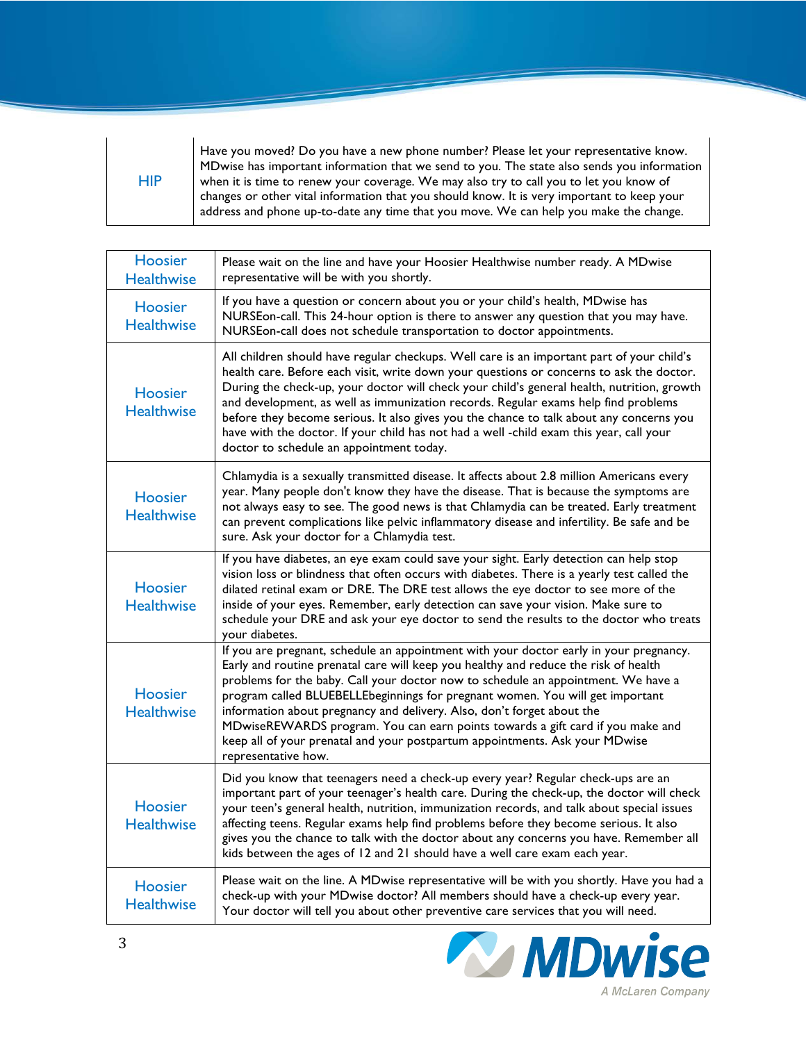| HIP | Have you moved? Do you have a new phone number? Please let your representative know. MDwise has important information that we send to you. The state also sends you information when it is time to renew your coverage. We may also try to call you to let you know of changes or other vital information that you should know. It is very important to keep your address and phone up-to-date any time that you move. We can help you make the change. |
|---|---|

| Hoosier Healthwise | Please wait on the line and have your Hoosier Healthwise number ready. A MDwise representative will be with you shortly. |
|---|---|
| Hoosier Healthwise | If you have a question or concern about you or your child's health, MDwise has NURSEon-call. This 24-hour option is there to answer any question that you may have. NURSEon-call does not schedule transportation to doctor appointments. |
| Hoosier Healthwise | All children should have regular checkups. Well care is an important part of your child's health care. Before each visit, write down your questions or concerns to ask the doctor. During the check-up, your doctor will check your child's general health, nutrition, growth and development, as well as immunization records. Regular exams help find problems before they become serious. It also gives you the chance to talk about any concerns you have with the doctor. If your child has not had a well -child exam this year, call your doctor to schedule an appointment today. |
| Hoosier Healthwise | Chlamydia is a sexually transmitted disease. It affects about 2.8 million Americans every year. Many people don't know they have the disease. That is because the symptoms are not always easy to see. The good news is that Chlamydia can be treated. Early treatment can prevent complications like pelvic inflammatory disease and infertility. Be safe and be sure. Ask your doctor for a Chlamydia test. |
| Hoosier Healthwise | If you have diabetes, an eye exam could save your sight. Early detection can help stop vision loss or blindness that often occurs with diabetes. There is a yearly test called the dilated retinal exam or DRE. The DRE test allows the eye doctor to see more of the inside of your eyes. Remember, early detection can save your vision. Make sure to schedule your DRE and ask your eye doctor to send the results to the doctor who treats your diabetes. |
| Hoosier Healthwise | If you are pregnant, schedule an appointment with your doctor early in your pregnancy. Early and routine prenatal care will keep you healthy and reduce the risk of health problems for the baby. Call your doctor now to schedule an appointment. We have a program called BLUEBELLEbeginnings for pregnant women. You will get important information about pregnancy and delivery. Also, don't forget about the MDwiseREWARDS program. You can earn points towards a gift card if you make and keep all of your prenatal and your postpartum appointments. Ask your MDwise representative how. |
| Hoosier Healthwise | Did you know that teenagers need a check-up every year? Regular check-ups are an important part of your teenager's health care. During the check-up, the doctor will check your teen's general health, nutrition, immunization records, and talk about special issues affecting teens. Regular exams help find problems before they become serious. It also gives you the chance to talk with the doctor about any concerns you have. Remember all kids between the ages of 12 and 21 should have a well care exam each year. |
| Hoosier Healthwise | Please wait on the line. A MDwise representative will be with you shortly. Have you had a check-up with your MDwise doctor? All members should have a check-up every year. Your doctor will tell you about other preventive care services that you will need. |

MDwise
A McLaren Company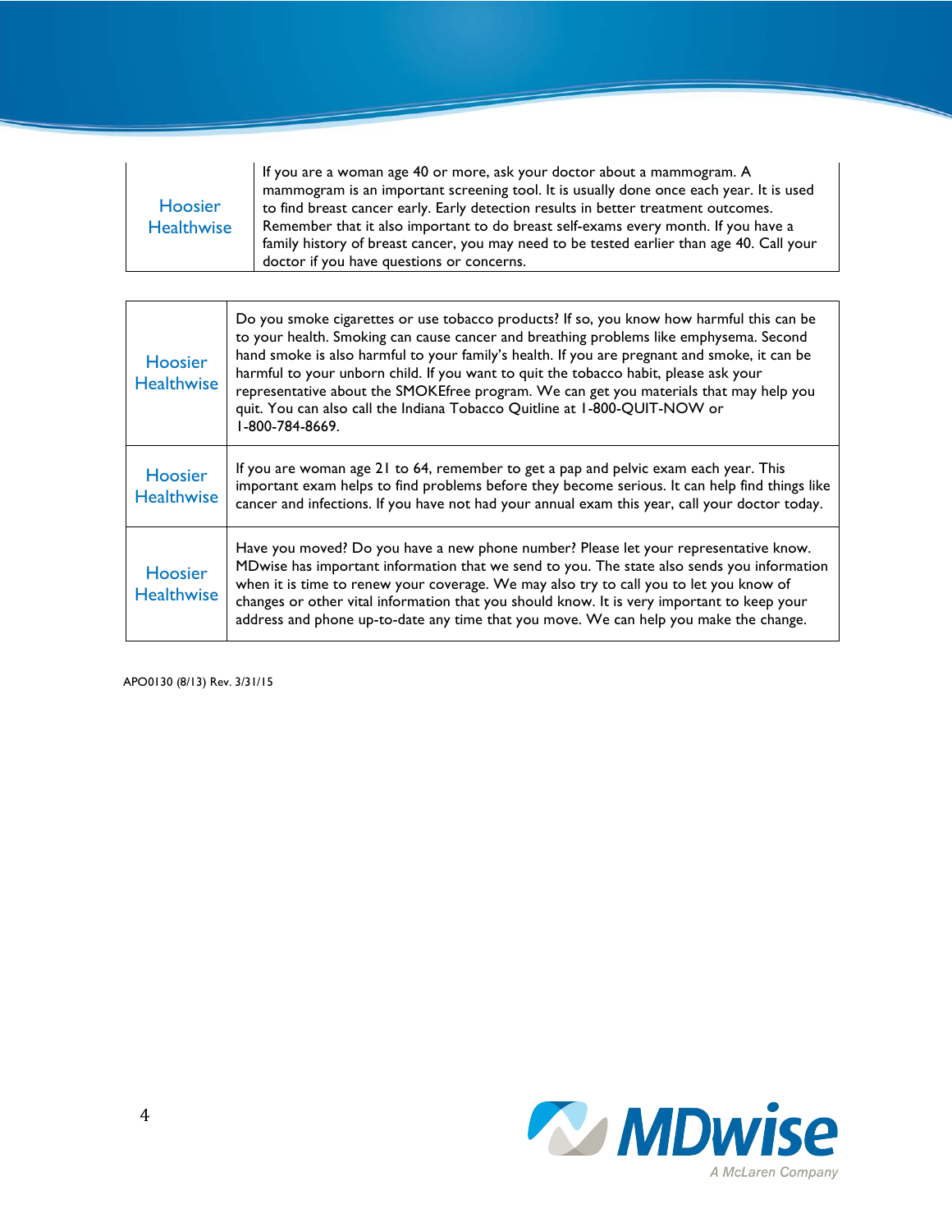| | |
|---|---|
| Hoosier Healthwise | If you are a woman age 40 or more, ask your doctor about a mammogram. A mammogram is an important screening tool. It is usually done once each year. It is used to find breast cancer early. Early detection results in better treatment outcomes. Remember that it also important to do breast self-exams every month. If you have a family history of breast cancer, you may need to be tested earlier than age 40. Call your doctor if you have questions or concerns. |

| | |
|---|---|
| Hoosier Healthwise | Do you smoke cigarettes or use tobacco products? If so, you know how harmful this can be to your health. Smoking can cause cancer and breathing problems like emphysema. Second hand smoke is also harmful to your family's health. If you are pregnant and smoke, it can be harmful to your unborn child. If you want to quit the tobacco habit, please ask your representative about the SMOKEfree program. We can get you materials that may help you quit. You can also call the Indiana Tobacco Quitline at 1-800-QUIT-NOW or 1-800-784-8669. |
| Hoosier Healthwise | If you are woman age 21 to 64, remember to get a pap and pelvic exam each year. This important exam helps to find problems before they become serious. It can help find things like cancer and infections. If you have not had your annual exam this year, call your doctor today. |
| Hoosier Healthwise | Have you moved? Do you have a new phone number? Please let your representative know. MDwise has important information that we send to you. The state also sends you information when it is time to renew your coverage. We may also try to call you to let you know of changes or other vital information that you should know. It is very important to keep your address and phone up-to-date any time that you move. We can help you make the change. |

APO0130 (8/13) Rev. 3/31/15

MDwise
A McLaren Company